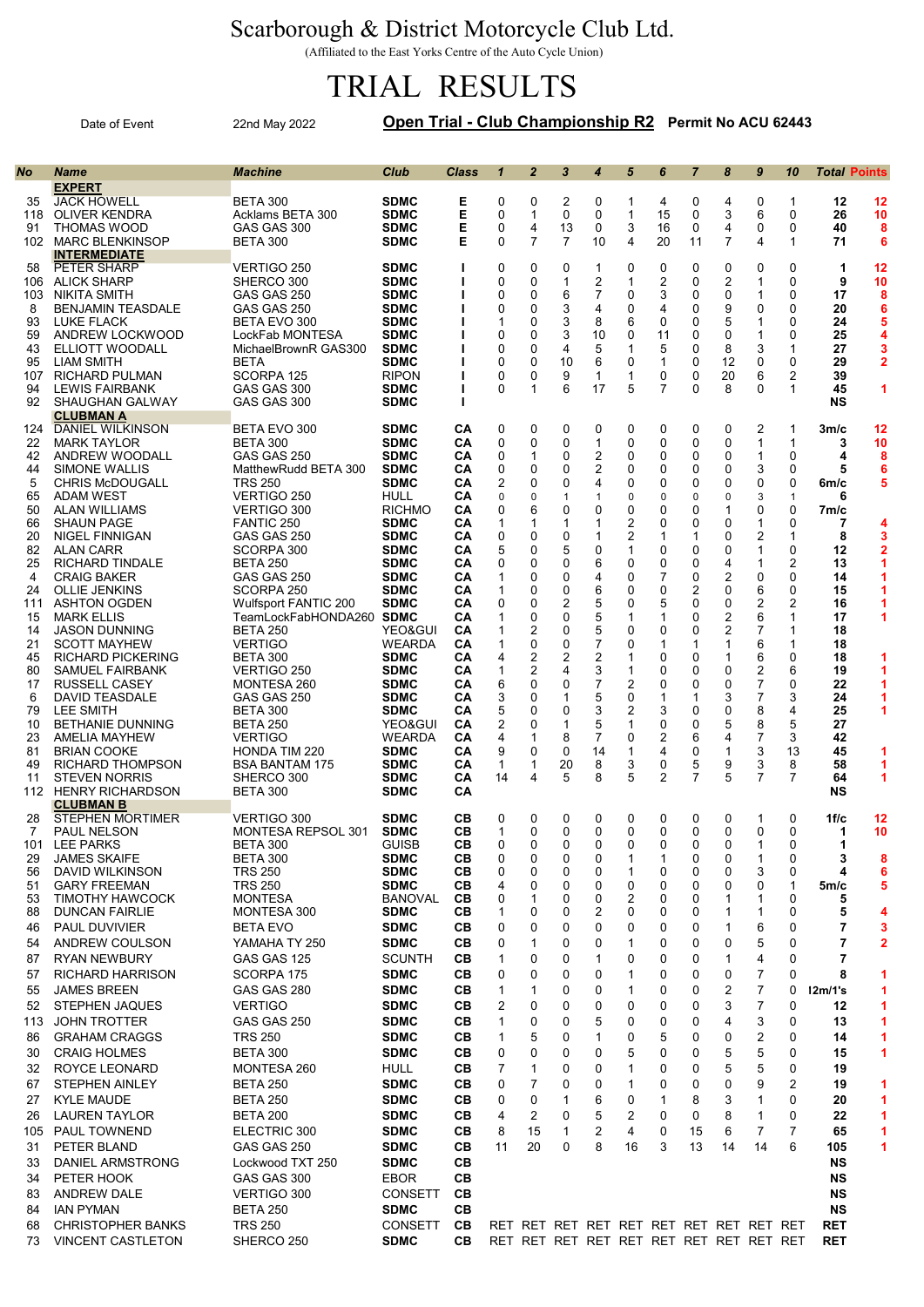# Scarborough & District Motorcycle Club Ltd.

(Affiliated to the East Yorks Centre of the Auto Cycle Union)

# TRIAL RESULTS

Date of Event 22nd May 2022 **Open Trial - Club Championship R2** **Permit No ACU 62443**

| No | Name | Machine | Club | Class | 1 | 2 | 3 | 4 | 5 | 6 | 7 | 8 | 9 | 10 | Total | Points |
|---|---|---|---|---|---|---|---|---|---|---|---|---|---|---|---|---|
| | **EXPERT** | | | | | | | | | | | | | | | |
| 35 | JACK HOWELL | BETA 300 | SDMC | E | 0 | 0 | 2 | 0 | 1 | 4 | 0 | 4 | 0 | 1 | 12 | 12 |
| 118 | OLIVER KENDRA | Acklams BETA 300 | SDMC | E | 0 | 1 | 0 | 0 | 1 | 15 | 0 | 3 | 6 | 0 | 26 | 10 |
| 91 | THOMAS WOOD | GAS GAS 300 | SDMC | E | 0 | 4 | 13 | 0 | 3 | 16 | 0 | 4 | 0 | 0 | 40 | 8 |
| 102 | MARC BLENKINSOP | BETA 300 | SDMC | E | 0 | 7 | 7 | 10 | 4 | 20 | 11 | 7 | 4 | 1 | 71 | 6 |
| | **INTERMEDIATE** | | | | | | | | | | | | | | | |
| 58 | PETER SHARP | VERTIGO 250 | SDMC | I | 0 | 0 | 0 | 1 | 0 | 0 | 0 | 0 | 0 | 0 | 1 | 12 |
| 106 | ALICK SHARP | SHERCO 300 | SDMC | I | 0 | 0 | 1 | 2 | 1 | 2 | 0 | 2 | 1 | 0 | 9 | 10 |
| 103 | NIKITA SMITH | GAS GAS 250 | SDMC | I | 0 | 0 | 6 | 7 | 0 | 3 | 0 | 0 | 1 | 0 | 17 | 8 |
| 8 | BENJAMIN TEASDALE | GAS GAS 250 | SDMC | I | 0 | 0 | 3 | 4 | 0 | 4 | 0 | 9 | 0 | 0 | 20 | 6 |
| 93 | LUKE FLACK | BETA EVO 300 | SDMC | I | 1 | 0 | 3 | 8 | 6 | 0 | 0 | 5 | 1 | 0 | 24 | 5 |
| 59 | ANDREW LOCKWOOD | LockFab MONTESA | SDMC | I | 0 | 0 | 3 | 10 | 0 | 11 | 0 | 0 | 1 | 0 | 25 | 4 |
| 43 | ELLIOTT WOODALL | MichaelBrownR GAS300 | SDMC | I | 0 | 0 | 4 | 5 | 1 | 5 | 0 | 8 | 3 | 1 | 27 | 3 |
| 95 | LIAM SMITH | BETA | SDMC | I | 0 | 0 | 10 | 6 | 0 | 1 | 0 | 12 | 0 | 0 | 29 | 2 |
| 107 | RICHARD PULMAN | SCORPA 125 | RIPON | I | 0 | 0 | 9 | 1 | 1 | 0 | 0 | 20 | 6 | 2 | 39 | |
| 94 | LEWIS FAIRBANK | GAS GAS 300 | SDMC | I | 0 | 1 | 6 | 17 | 5 | 7 | 0 | 8 | 0 | 1 | 45 | 1 |
| 92 | SHAUGHAN GALWAY | GAS GAS 300 | SDMC | I | | | | | | | | | | | NS | |
| | **CLUBMAN A** | | | | | | | | | | | | | | | |
| 124 | DANIEL WILKINSON | BETA EVO 300 | SDMC | CA | 0 | 0 | 0 | 0 | 0 | 0 | 0 | 0 | 2 | 1 | 3m/c | 12 |
| 22 | MARK TAYLOR | BETA 300 | SDMC | CA | 0 | 0 | 0 | 1 | 0 | 0 | 0 | 0 | 1 | 1 | 3 | 10 |
| 42 | ANDREW WOODALL | GAS GAS 250 | SDMC | CA | 0 | 1 | 0 | 2 | 0 | 0 | 0 | 0 | 1 | 0 | 4 | 8 |
| 44 | SIMONE WALLIS | MatthewRudd BETA 300 | SDMC | CA | 0 | 0 | 0 | 2 | 0 | 0 | 0 | 0 | 3 | 0 | 5 | 6 |
| 5 | CHRIS McDOUGALL | TRS 250 | SDMC | CA | 2 | 0 | 0 | 4 | 0 | 0 | 0 | 0 | 0 | 0 | 6m/c | 5 |
| 65 | ADAM WEST | VERTIGO 250 | HULL | CA | 0 | 0 | 1 | 1 | 0 | 0 | 0 | 0 | 3 | 1 | 6 | |
| 50 | ALAN WILLIAMS | VERTIGO 300 | RICHMO | CA | 0 | 6 | 0 | 0 | 0 | 0 | 0 | 1 | 0 | 0 | 7m/c | |
| 66 | SHAUN PAGE | FANTIC 250 | SDMC | CA | 1 | 1 | 1 | 1 | 2 | 0 | 0 | 0 | 1 | 0 | 7 | 4 |
| 20 | NIGEL FINNIGAN | GAS GAS 250 | SDMC | CA | 0 | 0 | 0 | 1 | 2 | 1 | 1 | 0 | 2 | 1 | 8 | 3 |
| 82 | ALAN CARR | SCORPA 300 | SDMC | CA | 5 | 0 | 5 | 0 | 1 | 0 | 0 | 0 | 1 | 0 | 12 | 2 |
| 25 | RICHARD TINDALE | BETA 250 | SDMC | CA | 0 | 0 | 0 | 6 | 0 | 0 | 0 | 4 | 1 | 2 | 13 | 1 |
| 4 | CRAIG BAKER | GAS GAS 250 | SDMC | CA | 1 | 0 | 0 | 4 | 0 | 7 | 0 | 2 | 0 | 0 | 14 | 1 |
| 24 | OLLIE JENKINS | SCORPA 250 | SDMC | CA | 1 | 0 | 0 | 6 | 0 | 0 | 2 | 0 | 6 | 0 | 15 | 1 |
| 111 | ASHTON OGDEN | Wulfsport FANTIC 200 | SDMC | CA | 0 | 0 | 2 | 5 | 0 | 5 | 0 | 0 | 2 | 2 | 16 | 1 |
| 15 | MARK ELLIS | TeamLockFabHONDA260 | SDMC | CA | 1 | 0 | 0 | 5 | 1 | 1 | 0 | 2 | 6 | 1 | 17 | 1 |
| 14 | JASON DUNNING | BETA 250 | YEO&GUI | CA | 1 | 2 | 0 | 5 | 0 | 0 | 0 | 2 | 7 | 1 | 18 | |
| 21 | SCOTT MAYHEW | VERTIGO | WEARDA | CA | 1 | 0 | 0 | 7 | 0 | 1 | 1 | 1 | 6 | 1 | 18 | |
| 45 | RICHARD PICKERING | BETA 300 | SDMC | CA | 4 | 2 | 2 | 2 | 1 | 0 | 0 | 1 | 6 | 0 | 18 | 1 |
| 80 | SAMUEL FAIRBANK | VERTIGO 250 | SDMC | CA | 1 | 2 | 4 | 3 | 1 | 0 | 0 | 0 | 2 | 6 | 19 | 1 |
| 17 | RUSSELL CASEY | MONTESA 260 | SDMC | CA | 6 | 0 | 0 | 7 | 2 | 0 | 0 | 0 | 7 | 0 | 22 | 1 |
| 6 | DAVID TEASDALE | GAS GAS 250 | SDMC | CA | 3 | 0 | 1 | 5 | 0 | 1 | 1 | 3 | 7 | 3 | 24 | 1 |
| 79 | LEE SMITH | BETA 300 | SDMC | CA | 5 | 0 | 0 | 3 | 2 | 3 | 0 | 0 | 8 | 4 | 25 | 1 |
| 10 | BETHANIE DUNNING | BETA 250 | YEO&GUI | CA | 2 | 0 | 1 | 5 | 1 | 0 | 0 | 5 | 8 | 5 | 27 | |
| 23 | AMELIA MAYHEW | VERTIGO | WEARDA | CA | 4 | 1 | 8 | 7 | 0 | 2 | 6 | 4 | 7 | 3 | 42 | |
| 81 | BRIAN COOKE | HONDA TIM 220 | SDMC | CA | 9 | 0 | 0 | 14 | 1 | 4 | 0 | 1 | 3 | 13 | 45 | 1 |
| 49 | RICHARD THOMPSON | BSA BANTAM 175 | SDMC | CA | 1 | 1 | 20 | 8 | 3 | 0 | 5 | 9 | 3 | 8 | 58 | 1 |
| 11 | STEVEN NORRIS | SHERCO 300 | SDMC | CA | 14 | 4 | 5 | 8 | 5 | 2 | 7 | 5 | 7 | 7 | 64 | 1 |
| 112 | HENRY RICHARDSON | BETA 300 | SDMC | CA | | | | | | | | | | | NS | |
| | **CLUBMAN B** | | | | | | | | | | | | | | | |
| 28 | STEPHEN MORTIMER | VERTIGO 300 | SDMC | CB | 0 | 0 | 0 | 0 | 0 | 0 | 0 | 0 | 1 | 0 | 1f/c | 12 |
| 7 | PAUL NELSON | MONTESA REPSOL 301 | SDMC | CB | 1 | 0 | 0 | 0 | 0 | 0 | 0 | 0 | 0 | 0 | 1 | 10 |
| 101 | LEE PARKS | BETA 300 | GUISB | CB | 0 | 0 | 0 | 0 | 0 | 0 | 0 | 0 | 1 | 0 | 1 | |
| 29 | JAMES SKAIFE | BETA 300 | SDMC | CB | 0 | 0 | 0 | 0 | 1 | 1 | 0 | 0 | 1 | 0 | 3 | 8 |
| 56 | DAVID WILKINSON | TRS 250 | SDMC | CB | 0 | 0 | 0 | 0 | 1 | 0 | 0 | 0 | 3 | 0 | 4 | 6 |
| 51 | GARY FREEMAN | TRS 250 | SDMC | CB | 4 | 0 | 0 | 0 | 0 | 0 | 0 | 0 | 0 | 1 | 5m/c | 5 |
| 53 | TIMOTHY HAWCOCK | MONTESA | BANOVAL | CB | 0 | 1 | 0 | 0 | 2 | 0 | 0 | 1 | 1 | 0 | 5 | |
| 88 | DUNCAN FAIRLIE | MONTESA 300 | SDMC | CB | 1 | 0 | 0 | 2 | 0 | 0 | 0 | 1 | 1 | 0 | 5 | 4 |
| 46 | PAUL DUVIVIER | BETA EVO | SDMC | CB | 0 | 0 | 0 | 0 | 0 | 0 | 0 | 1 | 6 | 0 | 7 | 3 |
| 54 | ANDREW COULSON | YAMAHA TY 250 | SDMC | CB | 0 | 1 | 0 | 0 | 1 | 0 | 0 | 0 | 5 | 0 | 7 | 2 |
| 87 | RYAN NEWBURY | GAS GAS 125 | SCUNTH | CB | 1 | 0 | 0 | 1 | 0 | 0 | 0 | 1 | 4 | 0 | 7 | |
| 57 | RICHARD HARRISON | SCORPA 175 | SDMC | CB | 0 | 0 | 0 | 0 | 1 | 0 | 0 | 0 | 7 | 0 | 8 | 1 |
| 55 | JAMES BREEN | GAS GAS 280 | SDMC | CB | 1 | 1 | 0 | 0 | 1 | 0 | 0 | 2 | 7 | 0 | l2m/1's | 1 |
| 52 | STEPHEN JAQUES | VERTIGO | SDMC | CB | 2 | 0 | 0 | 0 | 0 | 0 | 0 | 3 | 7 | 0 | 12 | 1 |
| 113 | JOHN TROTTER | GAS GAS 250 | SDMC | CB | 1 | 0 | 0 | 5 | 0 | 0 | 0 | 4 | 3 | 0 | 13 | 1 |
| 86 | GRAHAM CRAGGS | TRS 250 | SDMC | CB | 1 | 5 | 0 | 1 | 0 | 5 | 0 | 0 | 2 | 0 | 14 | 1 |
| 30 | CRAIG HOLMES | BETA 300 | SDMC | CB | 0 | 0 | 0 | 0 | 5 | 0 | 0 | 5 | 5 | 0 | 15 | 1 |
| 32 | ROYCE LEONARD | MONTESA 260 | HULL | CB | 7 | 1 | 0 | 0 | 1 | 0 | 0 | 5 | 5 | 0 | 19 | |
| 67 | STEPHEN AINLEY | BETA 250 | SDMC | CB | 0 | 7 | 0 | 0 | 1 | 0 | 0 | 0 | 9 | 2 | 19 | 1 |
| 27 | KYLE MAUDE | BETA 250 | SDMC | CB | 0 | 0 | 1 | 6 | 0 | 1 | 8 | 3 | 1 | 0 | 20 | 1 |
| 26 | LAUREN TAYLOR | BETA 200 | SDMC | CB | 4 | 2 | 0 | 5 | 2 | 0 | 0 | 8 | 1 | 0 | 22 | 1 |
| 105 | PAUL TOWNEND | ELECTRIC 300 | SDMC | CB | 8 | 15 | 1 | 2 | 4 | 0 | 15 | 6 | 7 | 7 | 65 | 1 |
| 31 | PETER BLAND | GAS GAS 250 | SDMC | CB | 11 | 20 | 0 | 8 | 16 | 3 | 13 | 14 | 14 | 6 | 105 | 1 |
| 33 | DANIEL ARMSTRONG | Lockwood TXT 250 | SDMC | CB | | | | | | | | | | | NS | |
| 34 | PETER HOOK | GAS GAS 300 | EBOR | CB | | | | | | | | | | | NS | |
| 83 | ANDREW DALE | VERTIGO 300 | CONSETT | CB | | | | | | | | | | | NS | |
| 84 | IAN PYMAN | BETA 250 | SDMC | CB | | | | | | | | | | | NS | |
| 68 | CHRISTOPHER BANKS | TRS 250 | CONSETT | CB | RET | RET | RET | RET | RET | RET | RET | RET | RET | RET | RET | |
| 73 | VINCENT CASTLETON | SHERCO 250 | SDMC | CB | RET | RET | RET | RET | RET | RET | RET | RET | RET | RET | RET | |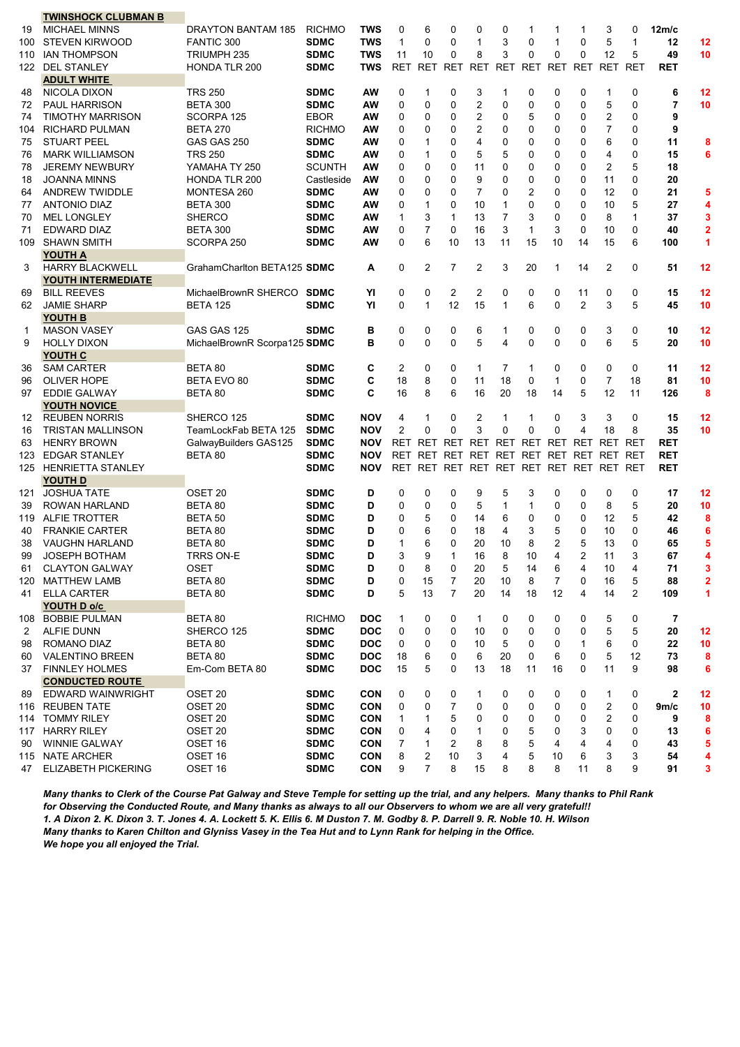| | | | | | | | | | | | | | | | | | |
|---|---|---|---|---|---|---|---|---|---|---|---|---|---|---|---|---|---|
| | **TWINSHOCK CLUBMAN B** | | | | | | | | | | | | | | | | |
| 19 | MICHAEL MINNS | DRAYTON BANTAM 185 | RICHMO | **TWS** | 0 | 6 | 0 | 0 | 0 | 1 | 1 | 1 | 3 | 0 | **12m/c** | |
| 100 | STEVEN KIRWOOD | FANTIC 300 | **SDMC** | **TWS** | 1 | 0 | 0 | 1 | 3 | 0 | 1 | 0 | 5 | 1 | **12** | **12** |
| 110 | IAN THOMPSON | TRIUMPH 235 | **SDMC** | **TWS** | 11 | 10 | 0 | 8 | 3 | 0 | 0 | 0 | 12 | 5 | **49** | **10** |
| 122 | DEL STANLEY | HONDA TLR 200 | **SDMC** | **TWS** | RET | RET | RET | RET | RET | RET | RET | RET | RET | RET | **RET** | |
| | **ADULT WHITE** | | | | | | | | | | | | | | | | |
| 48 | NICOLA DIXON | TRS 250 | **SDMC** | **AW** | 0 | 1 | 0 | 3 | 1 | 0 | 0 | 0 | 1 | 0 | **6** | **12** |
| 72 | PAUL HARRISON | BETA 300 | **SDMC** | **AW** | 0 | 0 | 0 | 2 | 0 | 0 | 0 | 0 | 5 | 0 | **7** | **10** |
| 74 | TIMOTHY MARRISON | SCORPA 125 | EBOR | **AW** | 0 | 0 | 0 | 2 | 0 | 5 | 0 | 0 | 2 | 0 | **9** | |
| 104 | RICHARD PULMAN | BETA 270 | RICHMO | **AW** | 0 | 0 | 0 | 2 | 0 | 0 | 0 | 0 | 7 | 0 | **9** | |
| 75 | STUART PEEL | GAS GAS 250 | **SDMC** | **AW** | 0 | 1 | 0 | 4 | 0 | 0 | 0 | 0 | 6 | 0 | **11** | **8** |
| 76 | MARK WILLIAMSON | TRS 250 | **SDMC** | **AW** | 0 | 1 | 0 | 5 | 5 | 0 | 0 | 0 | 4 | 0 | **15** | **6** |
| 78 | JEREMY NEWBURY | YAMAHA TY 250 | SCUNTH | **AW** | 0 | 0 | 0 | 11 | 0 | 0 | 0 | 0 | 2 | 5 | **18** | |
| 18 | JOANNA MINNS | HONDA TLR 200 | Castleside | **AW** | 0 | 0 | 0 | 9 | 0 | 0 | 0 | 0 | 11 | 0 | **20** | |
| 64 | ANDREW TWIDDLE | MONTESA 260 | **SDMC** | **AW** | 0 | 0 | 0 | 7 | 0 | 2 | 0 | 0 | 12 | 0 | **21** | **5** |
| 77 | ANTONIO DIAZ | BETA 300 | **SDMC** | **AW** | 0 | 1 | 0 | 10 | 1 | 0 | 0 | 0 | 10 | 5 | **27** | **4** |
| 70 | MEL LONGLEY | SHERCO | **SDMC** | **AW** | 1 | 3 | 1 | 13 | 7 | 3 | 0 | 0 | 8 | 1 | **37** | **3** |
| 71 | EDWARD DIAZ | BETA 300 | **SDMC** | **AW** | 0 | 7 | 0 | 16 | 3 | 1 | 3 | 0 | 10 | 0 | **40** | **2** |
| 109 | SHAWN SMITH | SCORPA 250 | **SDMC** | **AW** | 0 | 6 | 10 | 13 | 11 | 15 | 10 | 14 | 15 | 6 | **100** | **1** |
| | **YOUTH A** | | | | | | | | | | | | | | | | |
| 3 | HARRY BLACKWELL | GrahamCharlton BETA125 | **SDMC** | **A** | 0 | 2 | 7 | 2 | 3 | 20 | 1 | 14 | 2 | 0 | **51** | **12** |
| | **YOUTH INTERMEDIATE** | | | | | | | | | | | | | | | | |
| 69 | BILL REEVES | MichaelBrownR SHERCO | **SDMC** | **YI** | 0 | 0 | 2 | 2 | 0 | 0 | 0 | 11 | 0 | 0 | **15** | **12** |
| 62 | JAMIE SHARP | BETA 125 | **SDMC** | **YI** | 0 | 1 | 12 | 15 | 1 | 6 | 0 | 2 | 3 | 5 | **45** | **10** |
| | **YOUTH B** | | | | | | | | | | | | | | | | |
| 1 | MASON VASEY | GAS GAS 125 | **SDMC** | **B** | 0 | 0 | 0 | 6 | 1 | 0 | 0 | 0 | 3 | 0 | **10** | **12** |
| 9 | HOLLY DIXON | MichaelBrownR Scorpa125 | **SDMC** | **B** | 0 | 0 | 0 | 5 | 4 | 0 | 0 | 0 | 6 | 5 | **20** | **10** |
| | **YOUTH C** | | | | | | | | | | | | | | | | |
| 36 | SAM CARTER | BETA 80 | **SDMC** | **C** | 2 | 0 | 0 | 1 | 7 | 1 | 0 | 0 | 0 | 0 | **11** | **12** |
| 96 | OLIVER HOPE | BETA EVO 80 | **SDMC** | **C** | 18 | 8 | 0 | 11 | 18 | 0 | 1 | 0 | 7 | 18 | **81** | **10** |
| 97 | EDDIE GALWAY | BETA 80 | **SDMC** | **C** | 16 | 8 | 6 | 16 | 20 | 18 | 14 | 5 | 12 | 11 | **126** | **8** |
| | **YOUTH NOVICE** | | | | | | | | | | | | | | | | |
| 12 | REUBEN NORRIS | SHERCO 125 | **SDMC** | **NOV** | 4 | 1 | 0 | 2 | 1 | 1 | 0 | 3 | 3 | 0 | **15** | **12** |
| 16 | TRISTAN MALLINSON | TeamLockFab BETA 125 | **SDMC** | **NOV** | 2 | 0 | 0 | 3 | 0 | 0 | 0 | 4 | 18 | 8 | **35** | **10** |
| 63 | HENRY BROWN | GalwayBuilders GAS125 | **SDMC** | **NOV** | RET | RET | RET | RET | RET | RET | RET | RET | RET | RET | **RET** | |
| 123 | EDGAR STANLEY | BETA 80 | **SDMC** | **NOV** | RET | RET | RET | RET | RET | RET | RET | RET | RET | RET | **RET** | |
| 125 | HENRIETTA STANLEY | | **SDMC** | **NOV** | RET | RET | RET | RET | RET | RET | RET | RET | RET | RET | **RET** | |
| | **YOUTH D** | | | | | | | | | | | | | | | | |
| 121 | JOSHUA TATE | OSET 20 | **SDMC** | **D** | 0 | 0 | 0 | 9 | 5 | 3 | 0 | 0 | 0 | 0 | **17** | **12** |
| 39 | ROWAN HARLAND | BETA 80 | **SDMC** | **D** | 0 | 0 | 0 | 5 | 1 | 1 | 0 | 0 | 8 | 5 | **20** | **10** |
| 119 | ALFIE TROTTER | BETA 50 | **SDMC** | **D** | 0 | 5 | 0 | 14 | 6 | 0 | 0 | 0 | 12 | 5 | **42** | **8** |
| 40 | FRANKIE CARTER | BETA 80 | **SDMC** | **D** | 0 | 6 | 0 | 18 | 4 | 3 | 5 | 0 | 10 | 0 | **46** | **6** |
| 38 | VAUGHN HARLAND | BETA 80 | **SDMC** | **D** | 1 | 6 | 0 | 20 | 10 | 8 | 2 | 5 | 13 | 0 | **65** | **5** |
| 99 | JOSEPH BOTHAM | TRRS ON-E | **SDMC** | **D** | 3 | 9 | 1 | 16 | 8 | 10 | 4 | 2 | 11 | 3 | **67** | **4** |
| 61 | CLAYTON GALWAY | OSET | **SDMC** | **D** | 0 | 8 | 0 | 20 | 5 | 14 | 6 | 4 | 10 | 4 | **71** | **3** |
| 120 | MATTHEW LAMB | BETA 80 | **SDMC** | **D** | 0 | 15 | 7 | 20 | 10 | 8 | 7 | 0 | 16 | 5 | **88** | **2** |
| 41 | ELLA CARTER | BETA 80 | **SDMC** | **D** | 5 | 13 | 7 | 20 | 14 | 18 | 12 | 4 | 14 | 2 | **109** | **1** |
| | **YOUTH D o/c** | | | | | | | | | | | | | | | | |
| 108 | BOBBIE PULMAN | BETA 80 | RICHMO | **DOC** | 1 | 0 | 0 | 1 | 0 | 0 | 0 | 0 | 5 | 0 | **7** | |
| 2 | ALFIE DUNN | SHERCO 125 | **SDMC** | **DOC** | 0 | 0 | 0 | 10 | 0 | 0 | 0 | 0 | 5 | 5 | **20** | **12** |
| 98 | ROMANO DIAZ | BETA 80 | **SDMC** | **DOC** | 0 | 0 | 0 | 10 | 5 | 0 | 0 | 1 | 6 | 0 | **22** | **10** |
| 60 | VALENTINO BREEN | BETA 80 | **SDMC** | **DOC** | 18 | 6 | 0 | 6 | 20 | 0 | 6 | 0 | 5 | 12 | **73** | **8** |
| 37 | FINNLEY HOLMES | Em-Com BETA 80 | **SDMC** | **DOC** | 15 | 5 | 0 | 13 | 18 | 11 | 16 | 0 | 11 | 9 | **98** | **6** |
| | **CONDUCTED ROUTE** | | | | | | | | | | | | | | | | |
| 89 | EDWARD WAINWRIGHT | OSET 20 | **SDMC** | **CON** | 0 | 0 | 0 | 1 | 0 | 0 | 0 | 0 | 1 | 0 | **2** | **12** |
| 116 | REUBEN TATE | OSET 20 | **SDMC** | **CON** | 0 | 0 | 7 | 0 | 0 | 0 | 0 | 0 | 2 | 0 | **9m/c** | **10** |
| 114 | TOMMY RILEY | OSET 20 | **SDMC** | **CON** | 1 | 1 | 5 | 0 | 0 | 0 | 0 | 0 | 2 | 0 | **9** | **8** |
| 117 | HARRY RILEY | OSET 20 | **SDMC** | **CON** | 0 | 4 | 0 | 1 | 0 | 5 | 0 | 3 | 0 | 0 | **13** | **6** |
| 90 | WINNIE GALWAY | OSET 16 | **SDMC** | **CON** | 7 | 1 | 2 | 8 | 8 | 5 | 4 | 4 | 4 | 0 | **43** | **5** |
| 115 | NATE ARCHER | OSET 16 | **SDMC** | **CON** | 8 | 2 | 10 | 3 | 4 | 5 | 10 | 6 | 3 | 3 | **54** | **4** |
| 47 | ELIZABETH PICKERING | OSET 16 | **SDMC** | **CON** | 9 | 7 | 8 | 15 | 8 | 8 | 8 | 11 | 8 | 9 | **91** | **3** |

***Many thanks to Clerk of the Course Pat Galway and Steve Temple for setting up the trial, and any helpers. Many thanks to Phil Rank for Observing the Conducted Route, and Many thanks as always to all our Observers to whom we are all very grateful!!***
***1. A Dixon 2. K. Dixon 3. T. Jones 4. A. Lockett 5. K. Ellis 6. M Duston 7. M. Godby 8. P. Darrell 9. R. Noble 10. H. Wilson***
***Many thanks to Karen Chilton and Glyniss Vasey in the Tea Hut and to Lynn Rank for helping in the Office.***
***We hope you all enjoyed the Trial.***